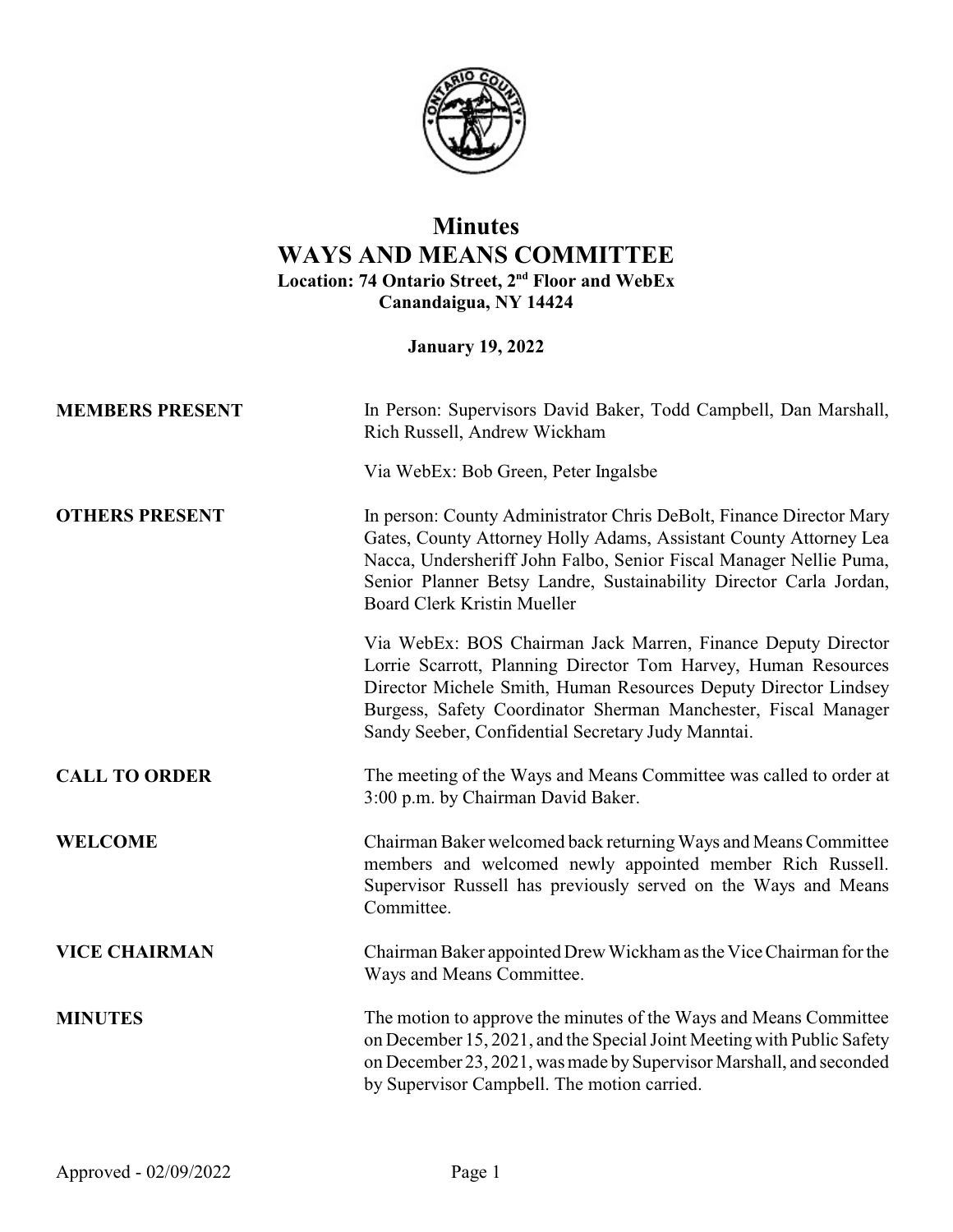# Minutes
# WAYS AND MEANS COMMITTEE
**Location: 74 Ontario Street, 2nd Floor and WebEx**
**Canandaigua, NY 14424**

**January 19, 2022**

**MEMBERS PRESENT**

In Person: Supervisors David Baker, Todd Campbell, Dan Marshall, Rich Russell, Andrew Wickham

Via WebEx: Bob Green, Peter Ingalsbe

**OTHERS PRESENT**

In person: County Administrator Chris DeBolt, Finance Director Mary Gates, County Attorney Holly Adams, Assistant County Attorney Lea Nacca, Undersheriff John Falbo, Senior Fiscal Manager Nellie Puma, Senior Planner Betsy Landre, Sustainability Director Carla Jordan, Board Clerk Kristin Mueller

Via WebEx: BOS Chairman Jack Marren, Finance Deputy Director Lorrie Scarrott, Planning Director Tom Harvey, Human Resources Director Michele Smith, Human Resources Deputy Director Lindsey Burgess, Safety Coordinator Sherman Manchester, Fiscal Manager Sandy Seeber, Confidential Secretary Judy Manntai.

**CALL TO ORDER**

The meeting of the Ways and Means Committee was called to order at 3:00 p.m. by Chairman David Baker.

**WELCOME**

Chairman Baker welcomed back returning Ways and Means Committee members and welcomed newly appointed member Rich Russell. Supervisor Russell has previously served on the Ways and Means Committee.

**VICE CHAIRMAN**

Chairman Baker appointed Drew Wickham as the Vice Chairman for the Ways and Means Committee.

**MINUTES**

The motion to approve the minutes of the Ways and Means Committee on December 15, 2021, and the Special Joint Meeting with Public Safety on December 23, 2021, was made by Supervisor Marshall, and seconded by Supervisor Campbell. The motion carried.

Approved - 02/09/2022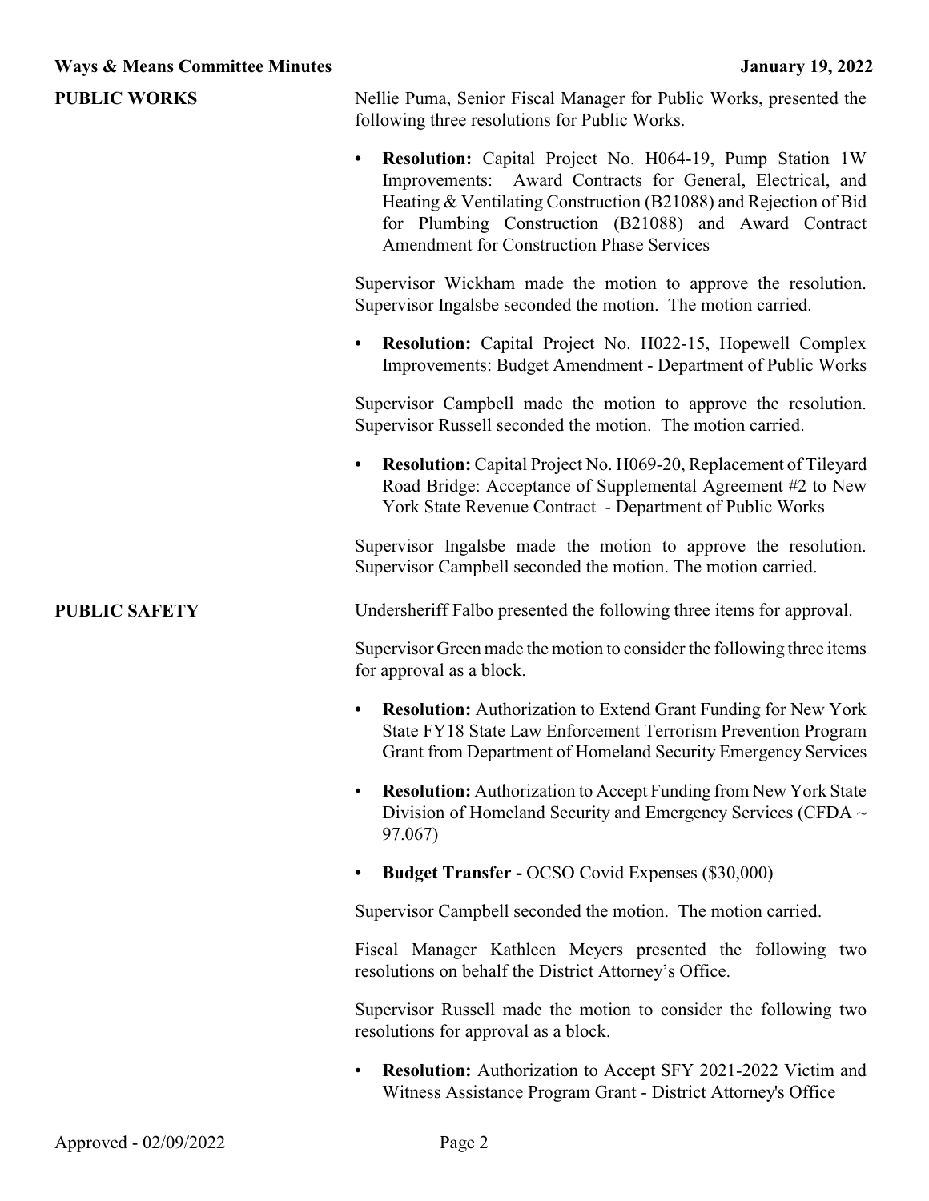## PUBLIC WORKS

Nellie Puma, Senior Fiscal Manager for Public Works, presented the following three resolutions for Public Works.

- **Resolution:** Capital Project No. H064-19, Pump Station 1W Improvements: Award Contracts for General, Electrical, and Heating & Ventilating Construction (B21088) and Rejection of Bid for Plumbing Construction (B21088) and Award Contract Amendment for Construction Phase Services

Supervisor Wickham made the motion to approve the resolution. Supervisor Ingalsbe seconded the motion. The motion carried.

- **Resolution:** Capital Project No. H022-15, Hopewell Complex Improvements: Budget Amendment - Department of Public Works

Supervisor Campbell made the motion to approve the resolution. Supervisor Russell seconded the motion. The motion carried.

- **Resolution:** Capital Project No. H069-20, Replacement of Tileyard Road Bridge: Acceptance of Supplemental Agreement #2 to New York State Revenue Contract - Department of Public Works

Supervisor Ingalsbe made the motion to approve the resolution. Supervisor Campbell seconded the motion. The motion carried.

## PUBLIC SAFETY

Undersheriff Falbo presented the following three items for approval.

Supervisor Green made the motion to consider the following three items for approval as a block.

- **Resolution:** Authorization to Extend Grant Funding for New York State FY18 State Law Enforcement Terrorism Prevention Program Grant from Department of Homeland Security Emergency Services
- **Resolution:** Authorization to Accept Funding from New York State Division of Homeland Security and Emergency Services (CFDA ~ 97.067)
- **Budget Transfer -** OCSO Covid Expenses ($30,000)

Supervisor Campbell seconded the motion. The motion carried.

Fiscal Manager Kathleen Meyers presented the following two resolutions on behalf the District Attorney's Office.

Supervisor Russell made the motion to consider the following two resolutions for approval as a block.

- **Resolution:** Authorization to Accept SFY 2021-2022 Victim and Witness Assistance Program Grant - District Attorney's Office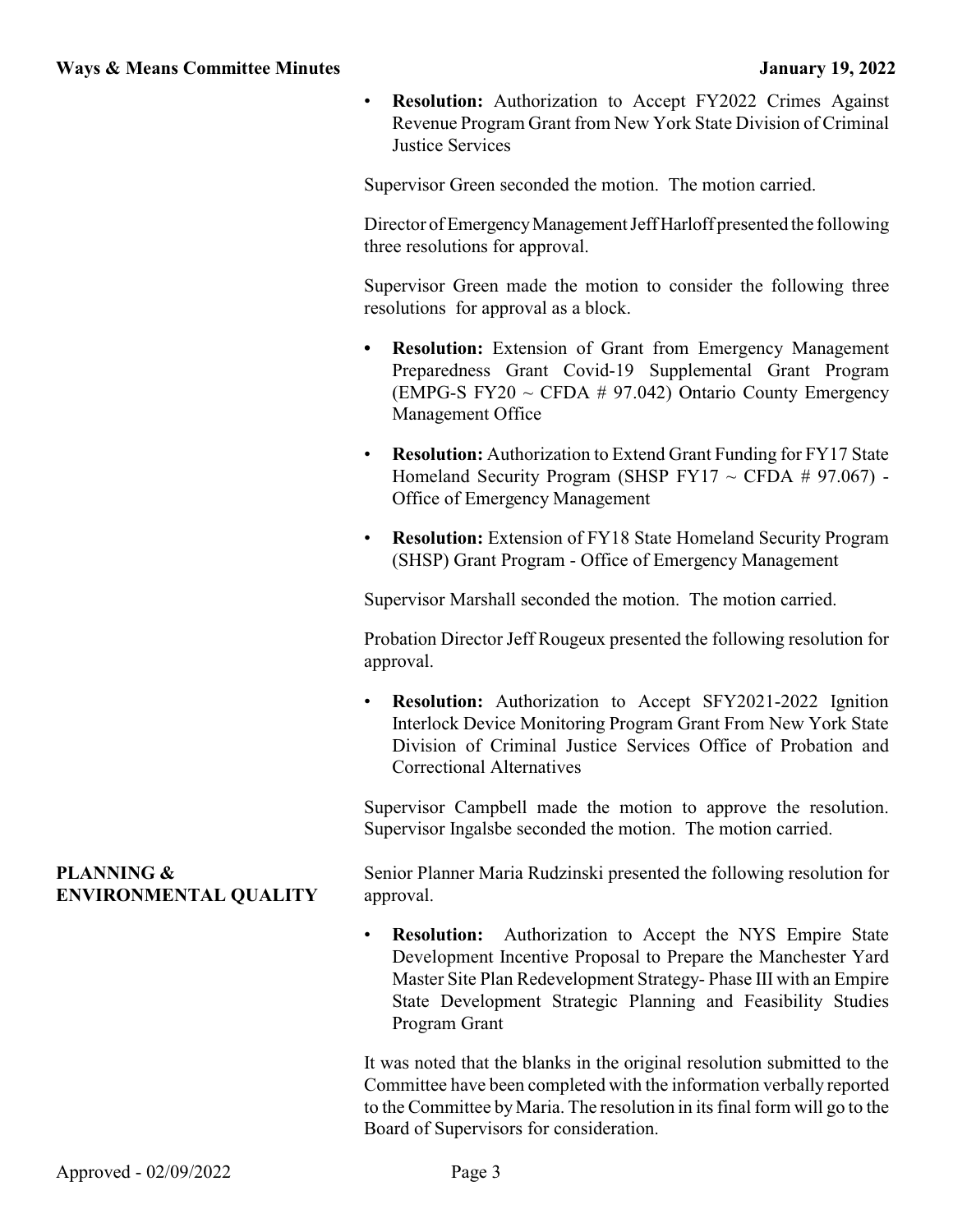- **Resolution:** Authorization to Accept FY2022 Crimes Against Revenue Program Grant from New York State Division of Criminal Justice Services

Supervisor Green seconded the motion. The motion carried.

Director of Emergency Management Jeff Harloff presented the following three resolutions for approval.

Supervisor Green made the motion to consider the following three resolutions for approval as a block.

- **Resolution:** Extension of Grant from Emergency Management Preparedness Grant Covid-19 Supplemental Grant Program (EMPG-S FY20 ~ CFDA # 97.042) Ontario County Emergency Management Office

- **Resolution:** Authorization to Extend Grant Funding for FY17 State Homeland Security Program (SHSP FY17 ~ CFDA # 97.067) - Office of Emergency Management

- **Resolution:** Extension of FY18 State Homeland Security Program (SHSP) Grant Program - Office of Emergency Management

Supervisor Marshall seconded the motion. The motion carried.

Probation Director Jeff Rougeux presented the following resolution for approval.

- **Resolution:** Authorization to Accept SFY2021-2022 Ignition Interlock Device Monitoring Program Grant From New York State Division of Criminal Justice Services Office of Probation and Correctional Alternatives

Supervisor Campbell made the motion to approve the resolution. Supervisor Ingalsbe seconded the motion. The motion carried.

**PLANNING & ENVIRONMENTAL QUALITY**

Senior Planner Maria Rudzinski presented the following resolution for approval.

- **Resolution:** Authorization to Accept the NYS Empire State Development Incentive Proposal to Prepare the Manchester Yard Master Site Plan Redevelopment Strategy- Phase III with an Empire State Development Strategic Planning and Feasibility Studies Program Grant

It was noted that the blanks in the original resolution submitted to the Committee have been completed with the information verbally reported to the Committee by Maria. The resolution in its final form will go to the Board of Supervisors for consideration.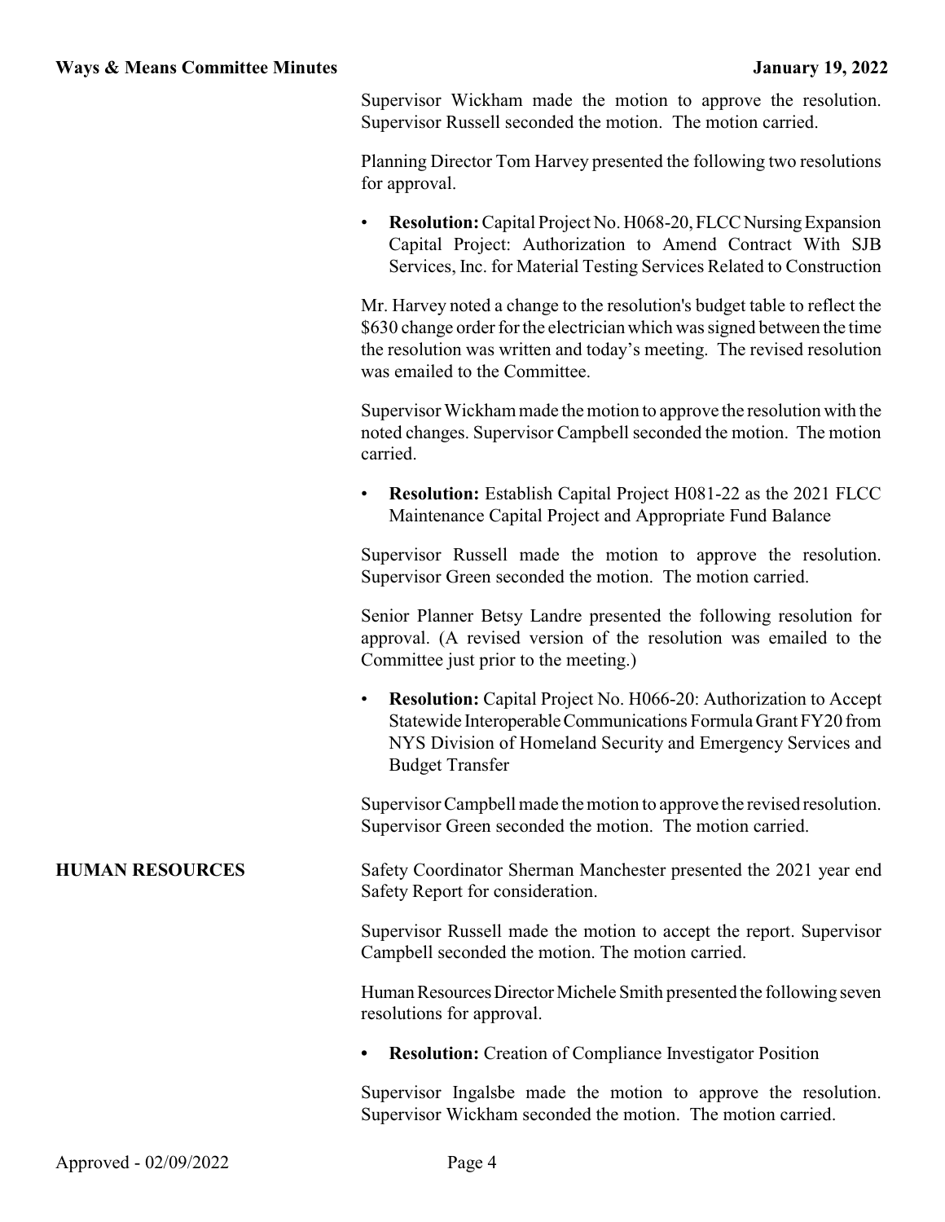Supervisor Wickham made the motion to approve the resolution. Supervisor Russell seconded the motion. The motion carried.

Planning Director Tom Harvey presented the following two resolutions for approval.

- **Resolution:** Capital Project No. H068-20, FLCC Nursing Expansion Capital Project: Authorization to Amend Contract With SJB Services, Inc. for Material Testing Services Related to Construction

Mr. Harvey noted a change to the resolution's budget table to reflect the $630 change order for the electrician which was signed between the time the resolution was written and today's meeting. The revised resolution was emailed to the Committee.

Supervisor Wickham made the motion to approve the resolution with the noted changes. Supervisor Campbell seconded the motion. The motion carried.

- **Resolution:** Establish Capital Project H081-22 as the 2021 FLCC Maintenance Capital Project and Appropriate Fund Balance

Supervisor Russell made the motion to approve the resolution. Supervisor Green seconded the motion. The motion carried.

Senior Planner Betsy Landre presented the following resolution for approval. (A revised version of the resolution was emailed to the Committee just prior to the meeting.)

- **Resolution:** Capital Project No. H066-20: Authorization to Accept Statewide Interoperable Communications Formula Grant FY20 from NYS Division of Homeland Security and Emergency Services and Budget Transfer

Supervisor Campbell made the motion to approve the revised resolution. Supervisor Green seconded the motion. The motion carried.

**HUMAN RESOURCES**

Safety Coordinator Sherman Manchester presented the 2021 year end Safety Report for consideration.

Supervisor Russell made the motion to accept the report. Supervisor Campbell seconded the motion. The motion carried.

Human Resources Director Michele Smith presented the following seven resolutions for approval.

- **Resolution:** Creation of Compliance Investigator Position

Supervisor Ingalsbe made the motion to approve the resolution. Supervisor Wickham seconded the motion. The motion carried.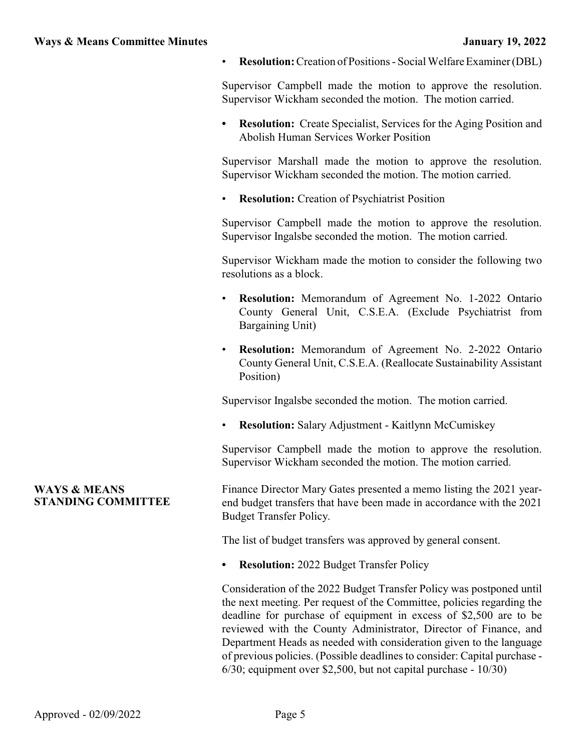- **Resolution:** Creation of Positions - Social Welfare Examiner (DBL)

Supervisor Campbell made the motion to approve the resolution. Supervisor Wickham seconded the motion. The motion carried.

- **Resolution:** Create Specialist, Services for the Aging Position and Abolish Human Services Worker Position

Supervisor Marshall made the motion to approve the resolution. Supervisor Wickham seconded the motion. The motion carried.

- **Resolution:** Creation of Psychiatrist Position

Supervisor Campbell made the motion to approve the resolution. Supervisor Ingalsbe seconded the motion. The motion carried.

Supervisor Wickham made the motion to consider the following two resolutions as a block.

- **Resolution:** Memorandum of Agreement No. 1-2022 Ontario County General Unit, C.S.E.A. (Exclude Psychiatrist from Bargaining Unit)
- **Resolution:** Memorandum of Agreement No. 2-2022 Ontario County General Unit, C.S.E.A. (Reallocate Sustainability Assistant Position)

Supervisor Ingalsbe seconded the motion. The motion carried.

- **Resolution:** Salary Adjustment - Kaitlynn McCumiskey

Supervisor Campbell made the motion to approve the resolution. Supervisor Wickham seconded the motion. The motion carried.

**WAYS & MEANS STANDING COMMITTEE**

Finance Director Mary Gates presented a memo listing the 2021 year-end budget transfers that have been made in accordance with the 2021 Budget Transfer Policy.

The list of budget transfers was approved by general consent.

- **Resolution:** 2022 Budget Transfer Policy

Consideration of the 2022 Budget Transfer Policy was postponed until the next meeting. Per request of the Committee, policies regarding the deadline for purchase of equipment in excess of $2,500 are to be reviewed with the County Administrator, Director of Finance, and Department Heads as needed with consideration given to the language of previous policies. (Possible deadlines to consider: Capital purchase - 6/30; equipment over $2,500, but not capital purchase - 10/30)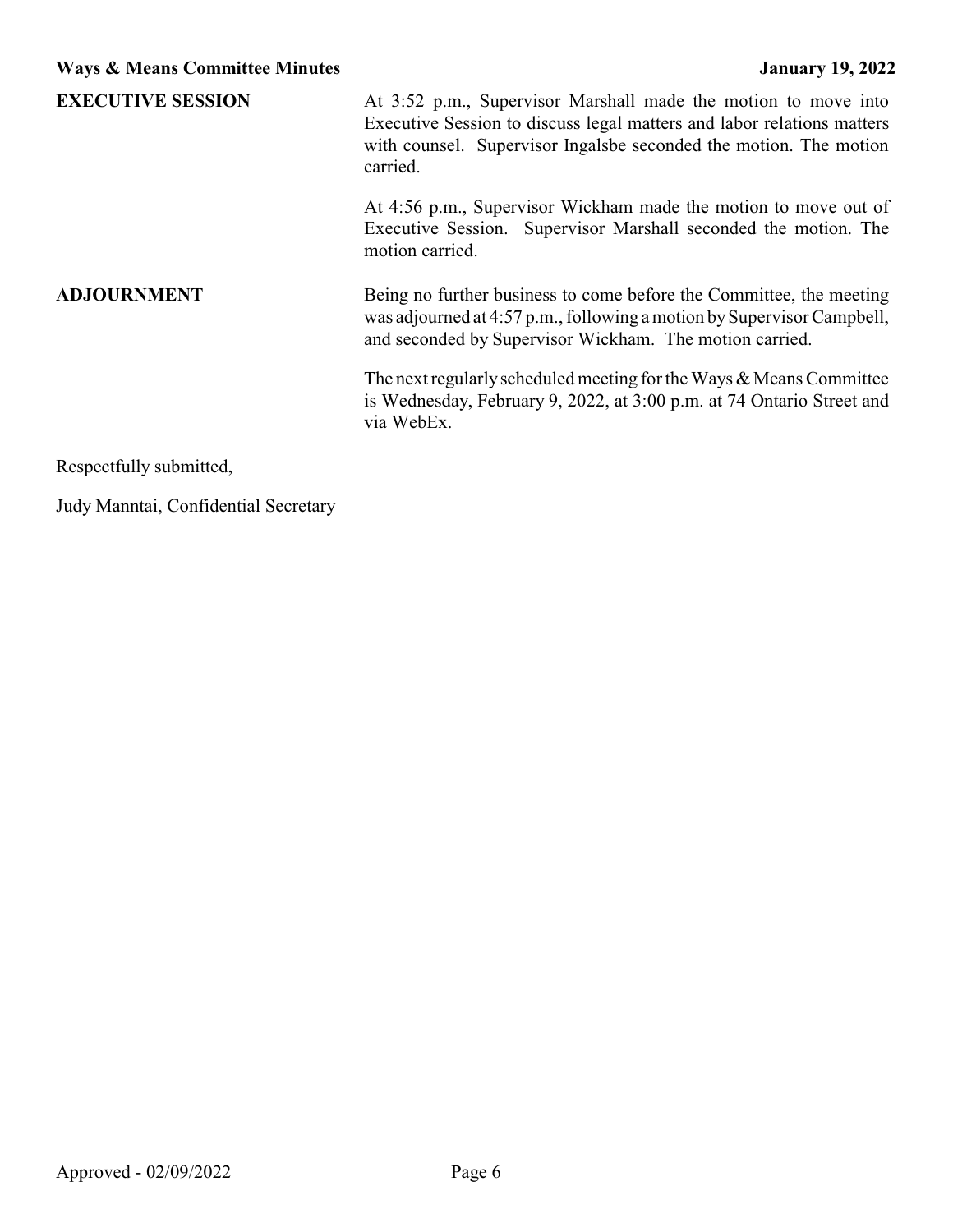**EXECUTIVE SESSION**

At 3:52 p.m., Supervisor Marshall made the motion to move into Executive Session to discuss legal matters and labor relations matters with counsel. Supervisor Ingalsbe seconded the motion. The motion carried.

At 4:56 p.m., Supervisor Wickham made the motion to move out of Executive Session. Supervisor Marshall seconded the motion. The motion carried.

**ADJOURNMENT**

Being no further business to come before the Committee, the meeting was adjourned at 4:57 p.m., following a motion by Supervisor Campbell, and seconded by Supervisor Wickham. The motion carried.

The next regularly scheduled meeting for the Ways & Means Committee is Wednesday, February 9, 2022, at 3:00 p.m. at 74 Ontario Street and via WebEx.

Respectfully submitted,

Judy Manntai, Confidential Secretary

Approved - 02/09/2022